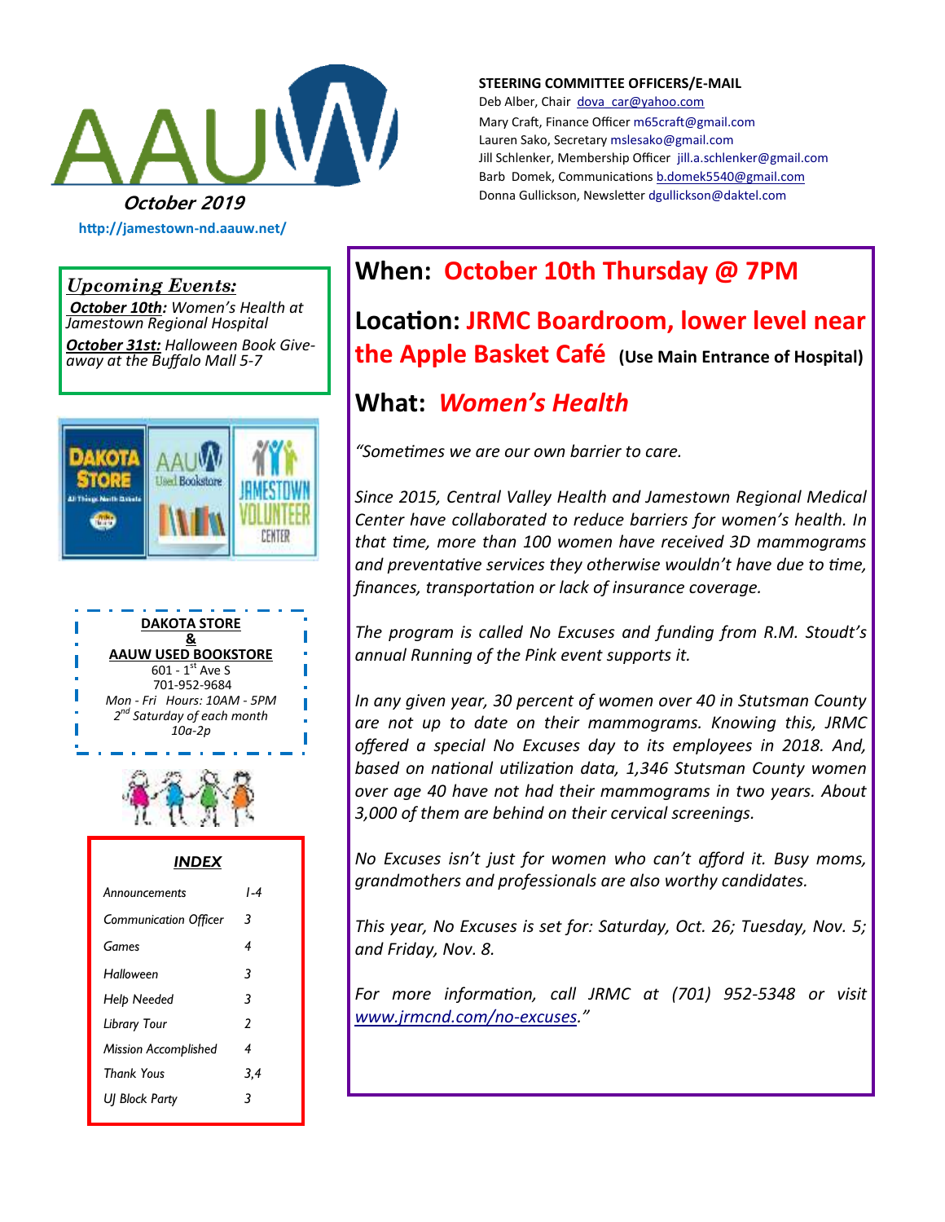# AAUW

**October 2019**

http://jamestown-nd.aauw.net/

**STEERING COMMITTEE OFFICERS/E-MAIL**

Deb Alber, Chair dova_car@yahoo.com
Mary Craft, Finance Officer m65craft@gmail.com
Lauren Sako, Secretary mslesako@gmail.com
Jill Schlenker, Membership Officer jill.a.schlenker@gmail.com
Barb Domek, Communications b.domek5540@gmail.com
Donna Gullickson, Newsletter dgullickson@daktel.com

***Upcoming Events:***

***October 10th****: Women's Health at Jamestown Regional Hospital*

***October 31st:*** *Halloween Book Give-away at the Buffalo Mall 5-7*

**DAKOTA STORE**
**&**
**AAUW USED BOOKSTORE**
601 - 1st Ave S
701-952-9684
*Mon - Fri Hours: 10AM - 5PM*
*2nd Saturday of each month*
*10a-2p*

***INDEX***

| | |
|---|---|
| *Announcements* | *1-4* |
| *Communication Officer* | *3* |
| *Games* | *4* |
| *Halloween* | *3* |
| *Help Needed* | *3* |
| *Library Tour* | *2* |
| *Mission Accomplished* | *4* |
| *Thank Yous* | *3,4* |
| *UJ Block Party* | *3* |

## When: October 10th Thursday @ 7PM

## Location: JRMC Boardroom, lower level near the Apple Basket Café (Use Main Entrance of Hospital)

## What: *Women's Health*

*"Sometimes we are our own barrier to care.*

*Since 2015, Central Valley Health and Jamestown Regional Medical Center have collaborated to reduce barriers for women's health. In that time, more than 100 women have received 3D mammograms and preventative services they otherwise wouldn't have due to time, finances, transportation or lack of insurance coverage.*

*The program is called No Excuses and funding from R.M. Stoudt's annual Running of the Pink event supports it.*

*In any given year, 30 percent of women over 40 in Stutsman County are not up to date on their mammograms. Knowing this, JRMC offered a special No Excuses day to its employees in 2018. And, based on national utilization data, 1,346 Stutsman County women over age 40 have not had their mammograms in two years. About 3,000 of them are behind on their cervical screenings.*

*No Excuses isn't just for women who can't afford it. Busy moms, grandmothers and professionals are also worthy candidates.*

*This year, No Excuses is set for: Saturday, Oct. 26; Tuesday, Nov. 5; and Friday, Nov. 8.*

*For more information, call JRMC at (701) 952-5348 or visit www.jrmcnd.com/no-excuses."*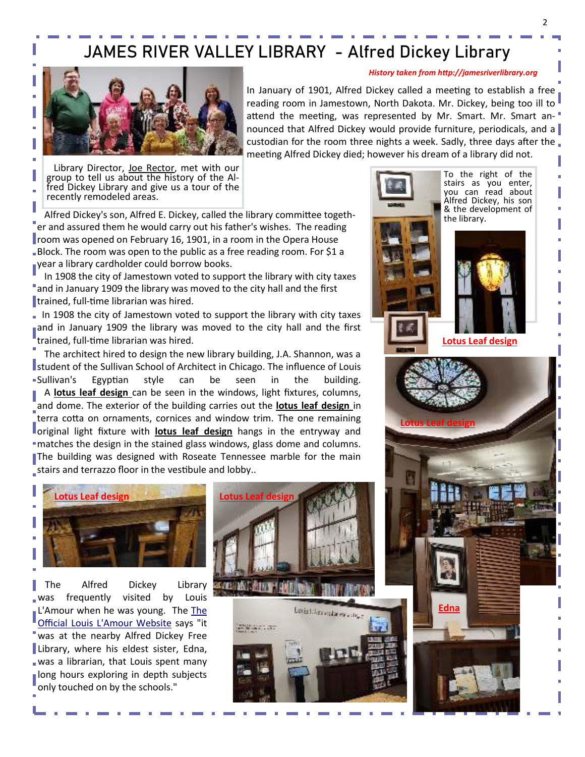# JAMES RIVER VALLEY LIBRARY - Alfred Dickey Library

***History taken from http://jamesriverlibrary.org***

Library Director, Joe Rector, met with our group to tell us about the history of the Alfred Dickey Library and give us a tour of the recently remodeled areas.

In January of 1901, Alfred Dickey called a meeting to establish a free reading room in Jamestown, North Dakota. Mr. Dickey, being too ill to attend the meeting, was represented by Mr. Smart. Mr. Smart announced that Alfred Dickey would provide furniture, periodicals, and a custodian for the room three nights a week. Sadly, three days after the meeting Alfred Dickey died; however his dream of a library did not.

Alfred Dickey's son, Alfred E. Dickey, called the library committee together and assured them he would carry out his father's wishes. The reading room was opened on February 16, 1901, in a room in the Opera House Block. The room was open to the public as a free reading room. For $1 a year a library cardholder could borrow books.

In 1908 the city of Jamestown voted to support the library with city taxes and in January 1909 the library was moved to the city hall and the first trained, full-time librarian was hired.

In 1908 the city of Jamestown voted to support the library with city taxes and in January 1909 the library was moved to the city hall and the first trained, full-time librarian was hired.

The architect hired to design the new library building, J.A. Shannon, was a student of the Sullivan School of Architect in Chicago. The influence of Louis Sullivan's Egyptian style can be seen in the building. A **lotus leaf design** can be seen in the windows, light fixtures, columns, and dome. The exterior of the building carries out the **lotus leaf design** in terra cotta on ornaments, cornices and window trim. The one remaining original light fixture with **lotus leaf design** hangs in the entryway and matches the design in the stained glass windows, glass dome and columns. The building was designed with Roseate Tennessee marble for the main stairs and terrazzo floor in the vestibule and lobby..

To the right of the stairs as you enter, you can read about Alfred Dickey, his son & the development of the library.

**Lotus Leaf design**

**Lotus Leaf design**

**Lotus Leaf design**

**Lotus Leaf design**

The Alfred Dickey Library was frequently visited by Louis L'Amour when he was young. The The Official Louis L'Amour Website says "it was at the nearby Alfred Dickey Free Library, where his eldest sister, Edna, was a librarian, that Louis spent many long hours exploring in depth subjects only touched on by the schools."

**Edna**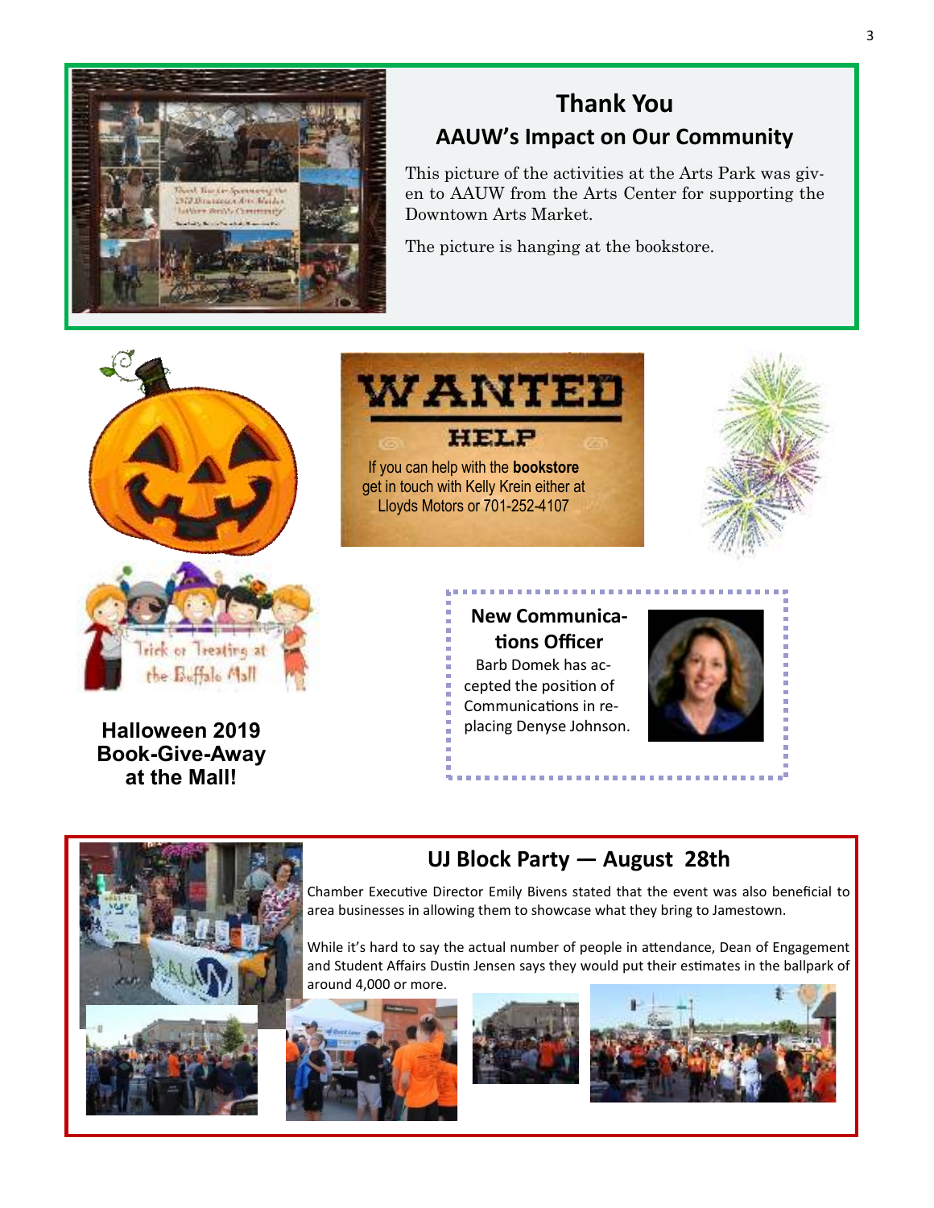## Thank You

## AAUW's Impact on Our Community

This picture of the activities at the Arts Park was given to AAUW from the Arts Center for supporting the Downtown Arts Market.

The picture is hanging at the bookstore.

**WANTED**

**HELP**

If you can help with the **bookstore** get in touch with Kelly Krein either at Lloyds Motors or 701-252-4107

Trick or Treating at the Buffalo Mall

**Halloween 2019 Book-Give-Away at the Mall!**

### New Communications Officer

Barb Domek has accepted the position of Communications in replacing Denyse Johnson.

## UJ Block Party — August 28th

Chamber Executive Director Emily Bivens stated that the event was also beneficial to area businesses in allowing them to showcase what they bring to Jamestown.

While it's hard to say the actual number of people in attendance, Dean of Engagement and Student Affairs Dustin Jensen says they would put their estimates in the ballpark of around 4,000 or more.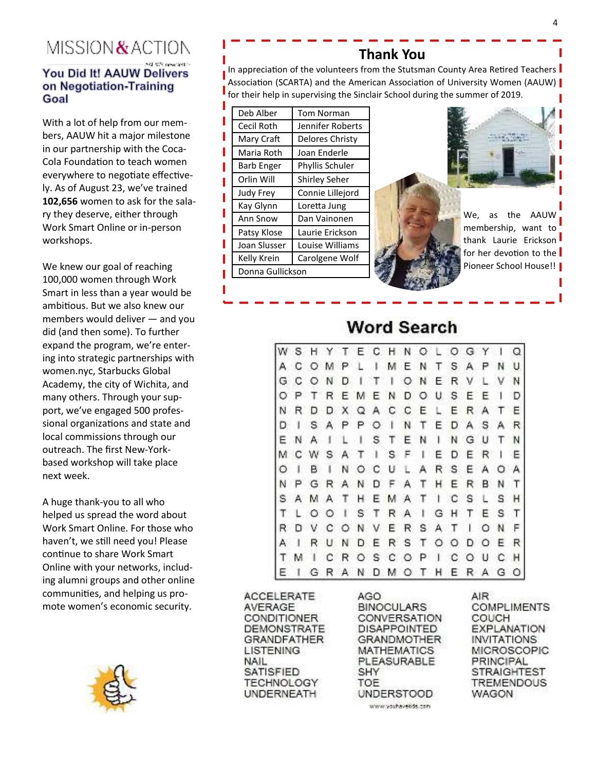# MISSION&ACTION

## You Did It! AAUW Delivers on Negotiation-Training Goal

With a lot of help from our members, AAUW hit a major milestone in our partnership with the Coca-Cola Foundation to teach women everywhere to negotiate effectively. As of August 23, we've trained **102,656** women to ask for the salary they deserve, either through Work Smart Online or in-person workshops.

We knew our goal of reaching 100,000 women through Work Smart in less than a year would be ambitious. But we also knew our members would deliver — and you did (and then some). To further expand the program, we're entering into strategic partnerships with women.nyc, Starbucks Global Academy, the city of Wichita, and many others. Through your support, we've engaged 500 professional organizations and state and local commissions through our outreach. The first New-York-based workshop will take place next week.

A huge thank-you to all who helped us spread the word about Work Smart Online. For those who haven't, we still need you! Please continue to share Work Smart Online with your networks, including alumni groups and other online communities, and helping us promote women's economic security.

## Thank You

In appreciation of the volunteers from the Stutsman County Area Retired Teachers Association (SCARTA) and the American Association of University Women (AAUW) for their help in supervising the Sinclair School during the summer of 2019.

| | |
|---|---|
| Deb Alber | Tom Norman |
| Cecil Roth | Jennifer Roberts |
| Mary Craft | Delores Christy |
| Maria Roth | Joan Enderle |
| Barb Enger | Phyllis Schuler |
| Orlin Will | Shirley Seher |
| Judy Frey | Connie Lillejord |
| Kay Glynn | Loretta Jung |
| Ann Snow | Dan Vainonen |
| Patsy Klose | Laurie Erickson |
| Joan Slusser | Louise Williams |
| Kelly Krein | Carolgene Wolf |
| Donna Gullickson | |

We, as the AAUW membership, want to thank Laurie Erickson for her devotion to the Pioneer School House!!

## Word Search

```
W S H Y T E C H N O L O G Y I Q
A C O M P L I M E N T S A P N U
G C O N D I T I O N E R V L V N
O P T R E M E N D O U S E E I D
N R D D X Q A C C E L E R A T E
D I S A P P O I N T E D A S A R
E N A I L I S T E N I N G U T N
M C W S A T I S F I E D E R I E
O I B I N O C U L A R S E A O A
N P G R A N D F A T H E R B N T
S A M A T H E M A T I C S L S H
T L O O I S T R A I G H T E S T
R D V C O N V E R S A T I O N F
A I R U N D E R S T O O D O E R
T M I C R O S C O P I C O U C H
E I G R A N D M O T H E R A G O
```

| | | |
|---|---|---|
| ACCELERATE | AGO | AIR |
| AVERAGE | BINOCULARS | COMPLIMENTS |
| CONDITIONER | CONVERSATION | COUCH |
| DEMONSTRATE | DISAPPOINTED | EXPLANATION |
| GRANDFATHER | GRANDMOTHER | INVITATIONS |
| LISTENING | MATHEMATICS | MICROSCOPIC |
| NAIL | PLEASURABLE | PRINCIPAL |
| SATISFIED | SHY | STRAIGHTEST |
| TECHNOLOGY | TOE | TREMENDOUS |
| UNDERNEATH | UNDERSTOOD | WAGON |

www.youhavekids.com